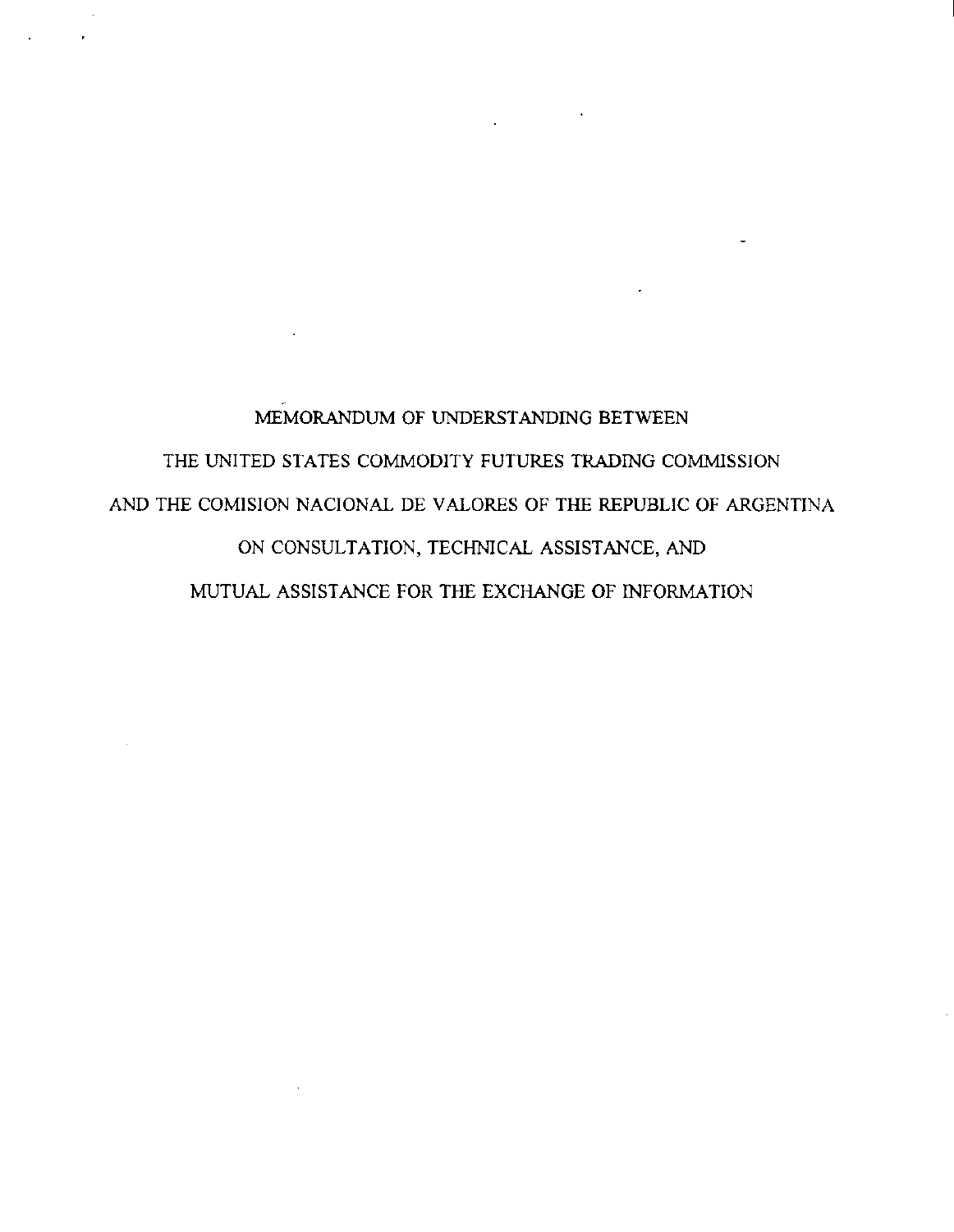# MEMORANDUM OF UNDERSTANDING BETWEEN THE UNITED STATES COMMODITY FUTURES TRADING COMMISSION AND THE COMISION NACIONAL DE VALORES OF THE REPUBLIC OF ARGENTINA ON CONSULTATION, TECHNICAL ASSISTANCE, AND MUTUAL ASSISTANCE FOR THE EXCHANGE OF INFORMATION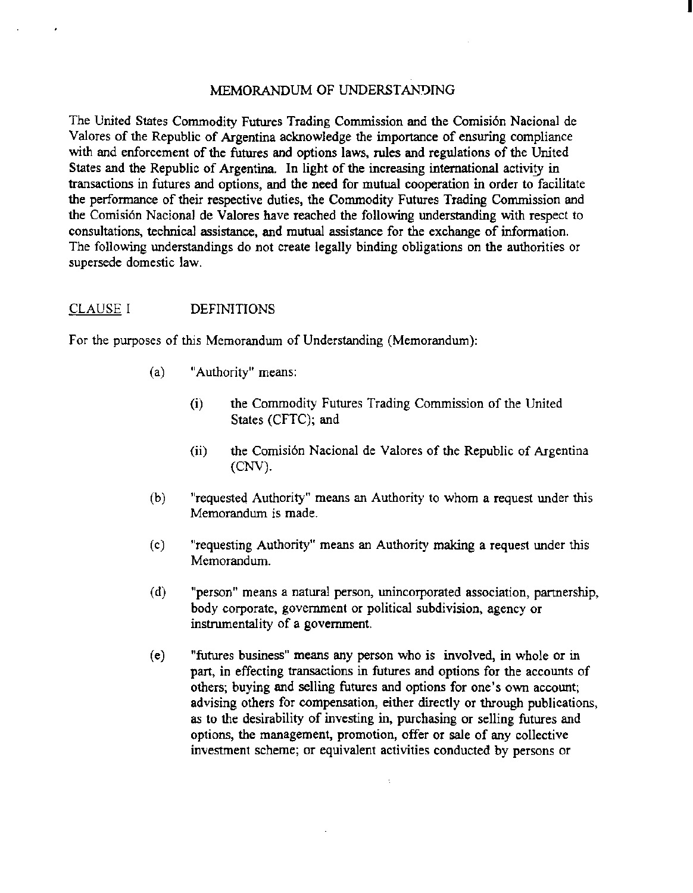# MEMORANDUM OF UNDERSTANDING

The United States Commodity Futures Trading Commission and the Comisión Nacional de Valores of the Republic of Argentina acknowledge the importance of ensuring compliance with and enforcement of the futures and options laws, rules and regulations of the United States and the Republic of Argentina. In light of the increasing international activity in transactions in futures and options, and the need for mutual cooperation in order to facilitate the performance of their respective duties, the Commodity Futures Trading Commission and the Comisión Nacional de Valores have reached the following understanding with respect to consultations, technical assistance, and mutual assistance for the exchange of information. The following understandings do not create legally binding obligations on the authorities or supersede domestic law.

## CLAUSE I DEFINITIONS

For the purposes of this Memorandum of Understanding (Memorandum):

(a) "Authority" means:

(i) the Commodity Futures Trading Commission of the United States (CFTC); and

(ii) the Comisión Nacional de Valores of the Republic of Argentina (CNV).

(b) "requested Authority" means an Authority to whom a request under this Memorandum is made.

(c) "requesting Authority" means an Authority making a request under this Memorandum.

(d) "person" means a natural person, unincorporated association, partnership, body corporate, government or political subdivision, agency or instrumentality of a government.

(e) "futures business" means any person who is involved, in whole or in part, in effecting transactions in futures and options for the accounts of others; buying and selling futures and options for one's own account; advising others for compensation, either directly or through publications, as to the desirability of investing in, purchasing or selling futures and options, the management, promotion, offer or sale of any collective investment scheme; or equivalent activities conducted by persons or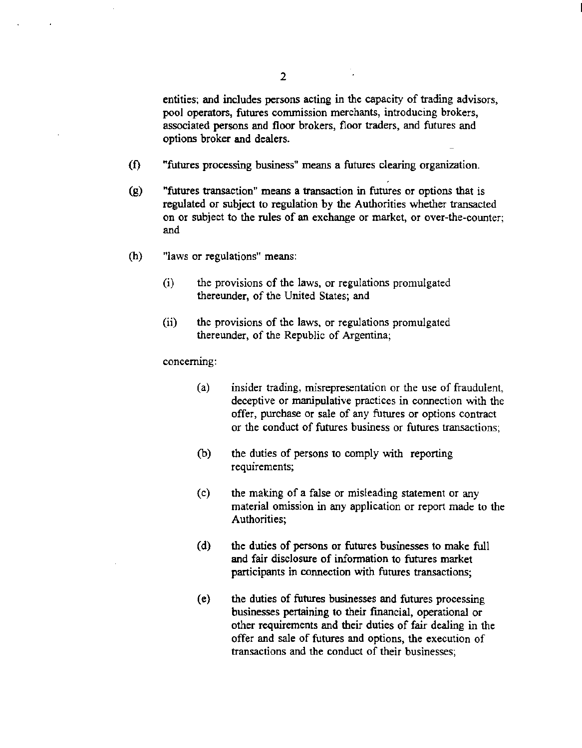entities; and includes persons acting in the capacity of trading advisors, pool operators, futures commission merchants, introducing brokers, associated persons and floor brokers, floor traders, and futures and options broker and dealers.

(f) "futures processing business" means a futures clearing organization.

(g) "futures transaction" means a transaction in futures or options that is regulated or subject to regulation by the Authorities whether transacted on or subject to the rules of an exchange or market, or over-the-counter; and

(h) "laws or regulations" means:

 (i) the provisions of the laws, or regulations promulgated thereunder, of the United States; and

 (ii) the provisions of the laws, or regulations promulgated thereunder, of the Republic of Argentina;

 concerning:

  (a) insider trading, misrepresentation or the use of fraudulent, deceptive or manipulative practices in connection with the offer, purchase or sale of any futures or options contract or the conduct of futures business or futures transactions;

  (b) the duties of persons to comply with reporting requirements;

  (c) the making of a false or misleading statement or any material omission in any application or report made to the Authorities;

  (d) the duties of persons or futures businesses to make full and fair disclosure of information to futures market participants in connection with futures transactions;

  (e) the duties of futures businesses and futures processing businesses pertaining to their financial, operational or other requirements and their duties of fair dealing in the offer and sale of futures and options, the execution of transactions and the conduct of their businesses;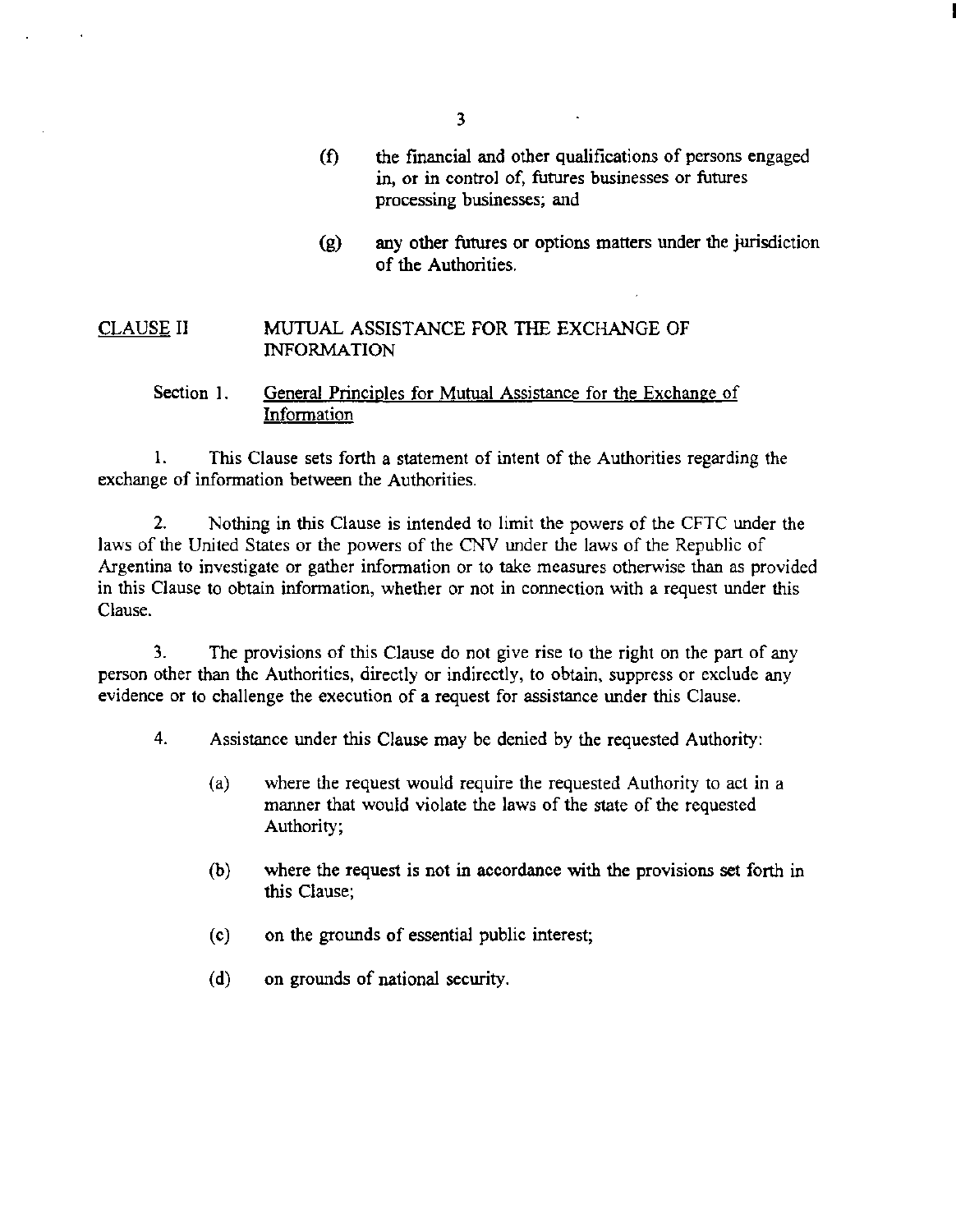(f) the financial and other qualifications of persons engaged in, or in control of, futures businesses or futures processing businesses; and

(g) any other futures or options matters under the jurisdiction of the Authorities.

## CLAUSE II MUTUAL ASSISTANCE FOR THE EXCHANGE OF INFORMATION

### Section 1. General Principles for Mutual Assistance for the Exchange of Information

1. This Clause sets forth a statement of intent of the Authorities regarding the exchange of information between the Authorities.

2. Nothing in this Clause is intended to limit the powers of the CFTC under the laws of the United States or the powers of the CNV under the laws of the Republic of Argentina to investigate or gather information or to take measures otherwise than as provided in this Clause to obtain information, whether or not in connection with a request under this Clause.

3. The provisions of this Clause do not give rise to the right on the part of any person other than the Authorities, directly or indirectly, to obtain, suppress or exclude any evidence or to challenge the execution of a request for assistance under this Clause.

4. Assistance under this Clause may be denied by the requested Authority:

(a) where the request would require the requested Authority to act in a manner that would violate the laws of the state of the requested Authority;

(b) where the request is not in accordance with the provisions set forth in this Clause;

(c) on the grounds of essential public interest;

(d) on grounds of national security.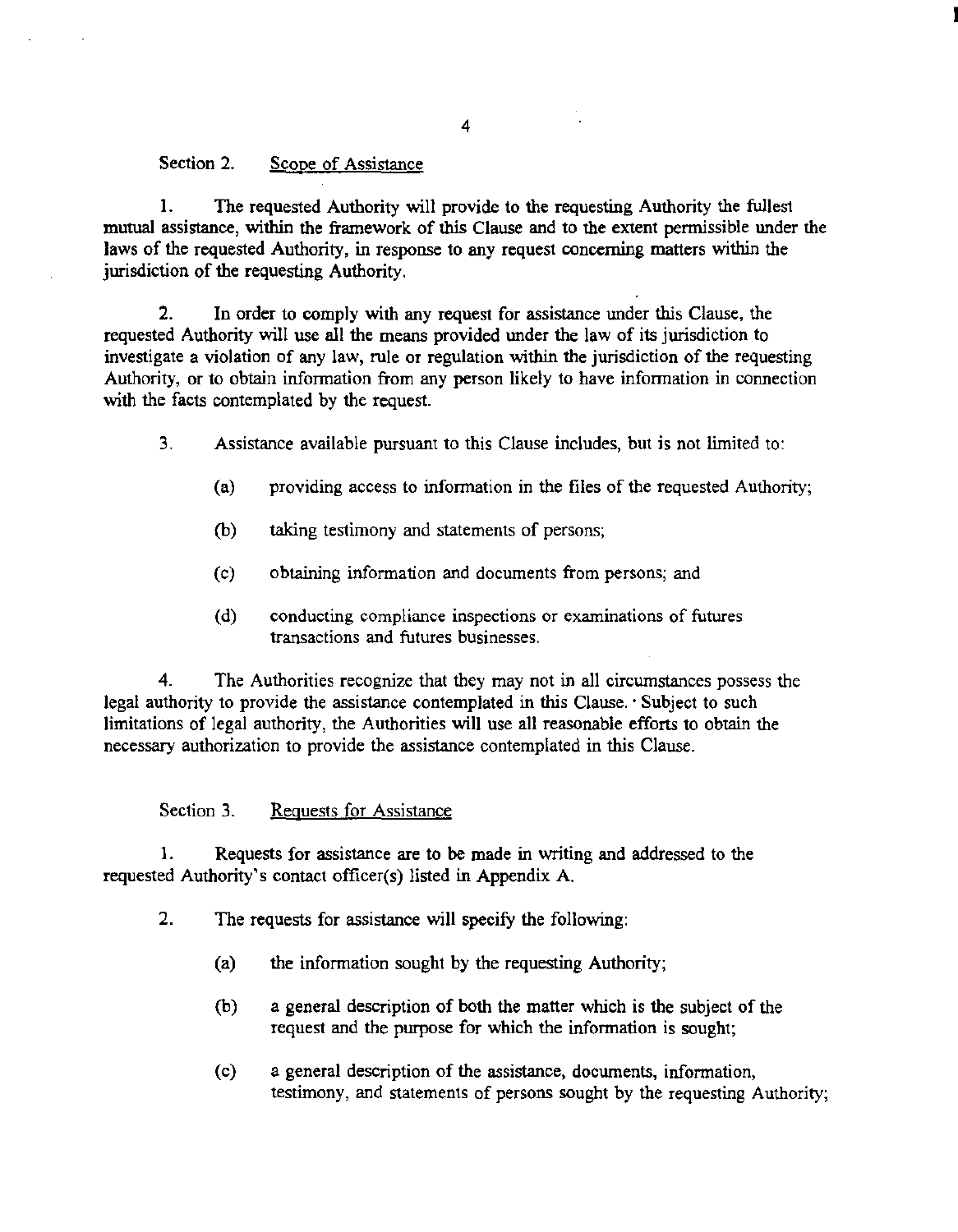Section 2. Scope of Assistance

1. The requested Authority will provide to the requesting Authority the fullest mutual assistance, within the framework of this Clause and to the extent permissible under the laws of the requested Authority, in response to any request concerning matters within the jurisdiction of the requesting Authority.

2. In order to comply with any request for assistance under this Clause, the requested Authority will use all the means provided under the law of its jurisdiction to investigate a violation of any law, rule or regulation within the jurisdiction of the requesting Authority, or to obtain information from any person likely to have information in connection with the facts contemplated by the request.

3. Assistance available pursuant to this Clause includes, but is not limited to:

   (a) providing access to information in the files of the requested Authority;

   (b) taking testimony and statements of persons;

   (c) obtaining information and documents from persons; and

   (d) conducting compliance inspections or examinations of futures transactions and futures businesses.

4. The Authorities recognize that they may not in all circumstances possess the legal authority to provide the assistance contemplated in this Clause. Subject to such limitations of legal authority, the Authorities will use all reasonable efforts to obtain the necessary authorization to provide the assistance contemplated in this Clause.

Section 3. Requests for Assistance

1. Requests for assistance are to be made in writing and addressed to the requested Authority's contact officer(s) listed in Appendix A.

2. The requests for assistance will specify the following:

   (a) the information sought by the requesting Authority;

   (b) a general description of both the matter which is the subject of the request and the purpose for which the information is sought;

   (c) a general description of the assistance, documents, information, testimony, and statements of persons sought by the requesting Authority;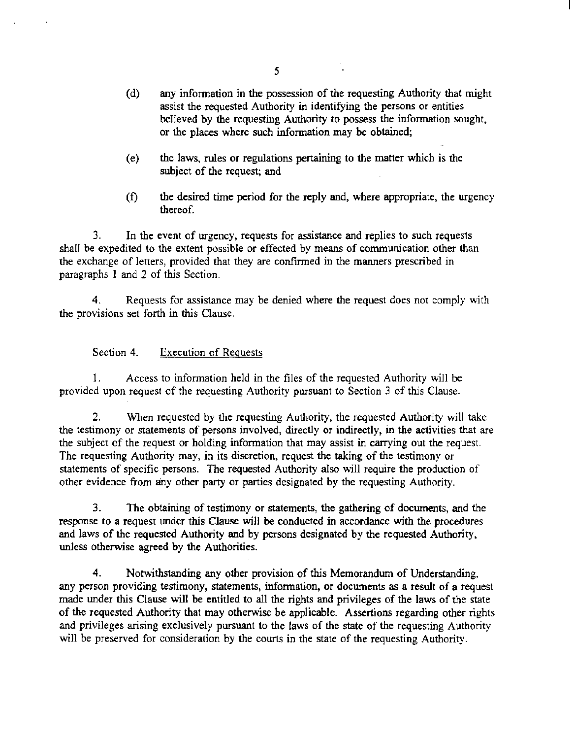(d) any information in the possession of the requesting Authority that might assist the requested Authority in identifying the persons or entities believed by the requesting Authority to possess the information sought, or the places where such information may be obtained;

(e) the laws, rules or regulations pertaining to the matter which is the subject of the request; and

(f) the desired time period for the reply and, where appropriate, the urgency thereof.

3. In the event of urgency, requests for assistance and replies to such requests shall be expedited to the extent possible or effected by means of communication other than the exchange of letters, provided that they are confirmed in the manners prescribed in paragraphs 1 and 2 of this Section.

4. Requests for assistance may be denied where the request does not comply with the provisions set forth in this Clause.

Section 4. Execution of Requests

1. Access to information held in the files of the requested Authority will be provided upon request of the requesting Authority pursuant to Section 3 of this Clause.

2. When requested by the requesting Authority, the requested Authority will take the testimony or statements of persons involved, directly or indirectly, in the activities that are the subject of the request or holding information that may assist in carrying out the request. The requesting Authority may, in its discretion, request the taking of the testimony or statements of specific persons. The requested Authority also will require the production of other evidence from any other party or parties designated by the requesting Authority.

3. The obtaining of testimony or statements, the gathering of documents, and the response to a request under this Clause will be conducted in accordance with the procedures and laws of the requested Authority and by persons designated by the requested Authority, unless otherwise agreed by the Authorities.

4. Notwithstanding any other provision of this Memorandum of Understanding, any person providing testimony, statements, information, or documents as a result of a request made under this Clause will be entitled to all the rights and privileges of the laws of the state of the requested Authority that may otherwise be applicable. Assertions regarding other rights and privileges arising exclusively pursuant to the laws of the state of the requesting Authority will be preserved for consideration by the courts in the state of the requesting Authority.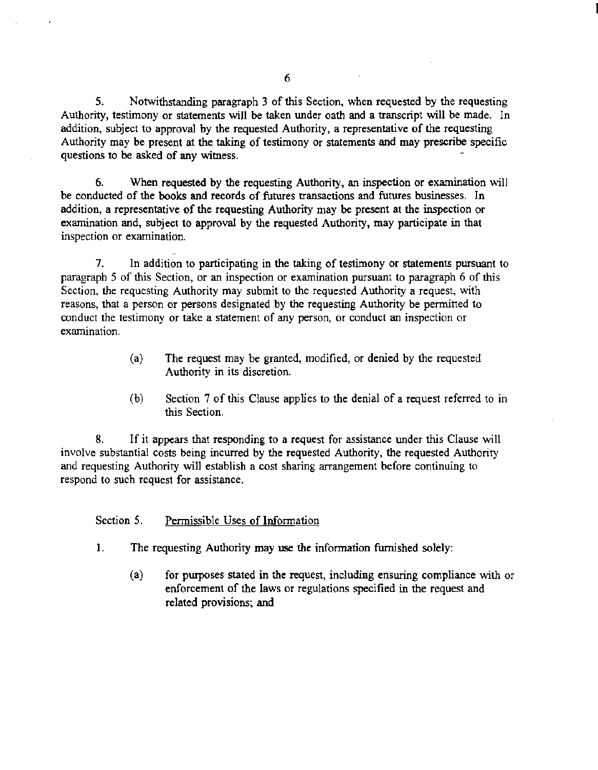5. Notwithstanding paragraph 3 of this Section, when requested by the requesting Authority, testimony or statements will be taken under oath and a transcript will be made. In addition, subject to approval by the requested Authority, a representative of the requesting Authority may be present at the taking of testimony or statements and may prescribe specific questions to be asked of any witness.

6. When requested by the requesting Authority, an inspection or examination will be conducted of the books and records of futures transactions and futures businesses. In addition, a representative of the requesting Authority may be present at the inspection or examination and, subject to approval by the requested Authority, may participate in that inspection or examination.

7. In addition to participating in the taking of testimony or statements pursuant to paragraph 5 of this Section, or an inspection or examination pursuant to paragraph 6 of this Section, the requesting Authority may submit to the requested Authority a request, with reasons, that a person or persons designated by the requesting Authority be permitted to conduct the testimony or take a statement of any person, or conduct an inspection or examination.

> (a) The request may be granted, modified, or denied by the requested Authority in its discretion.
>
> (b) Section 7 of this Clause applies to the denial of a request referred to in this Section.

8. If it appears that responding to a request for assistance under this Clause will involve substantial costs being incurred by the requested Authority, the requested Authority and requesting Authority will establish a cost sharing arrangement before continuing to respond to such request for assistance.

Section 5. Permissible Uses of Information

1. The requesting Authority may use the information furnished solely:

> (a) for purposes stated in the request, including ensuring compliance with or enforcement of the laws or regulations specified in the request and related provisions; and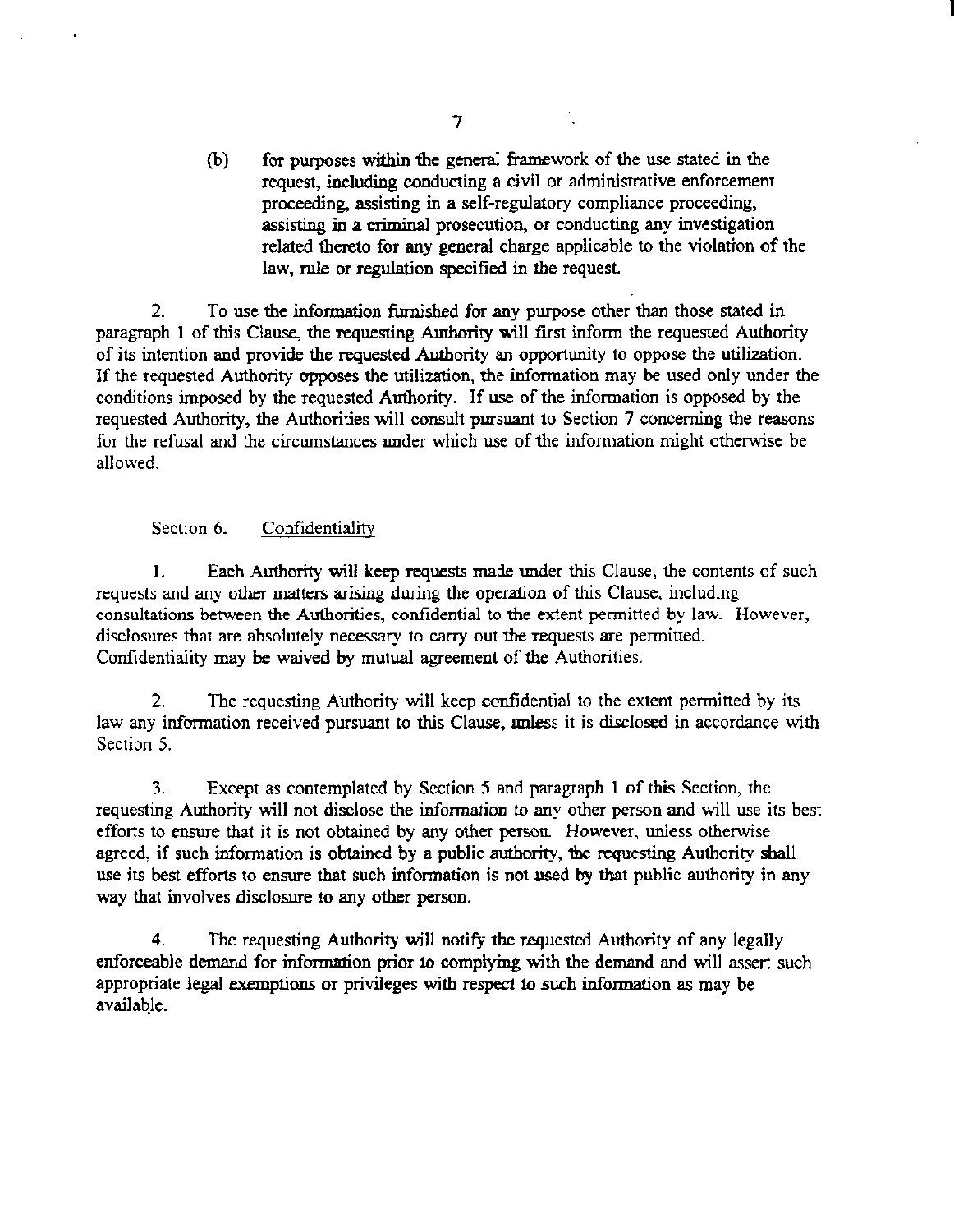(b) for purposes within the general framework of the use stated in the request, including conducting a civil or administrative enforcement proceeding, assisting in a self-regulatory compliance proceeding, assisting in a criminal prosecution, or conducting any investigation related thereto for any general charge applicable to the violation of the law, rule or regulation specified in the request.

2. To use the information furnished for any purpose other than those stated in paragraph 1 of this Clause, the requesting Authority will first inform the requested Authority of its intention and provide the requested Authority an opportunity to oppose the utilization. If the requested Authority opposes the utilization, the information may be used only under the conditions imposed by the requested Authority. If use of the information is opposed by the requested Authority, the Authorities will consult pursuant to Section 7 concerning the reasons for the refusal and the circumstances under which use of the information might otherwise be allowed.

Section 6. <u>Confidentiality</u>

1. Each Authority will keep requests made under this Clause, the contents of such requests and any other matters arising during the operation of this Clause, including consultations between the Authorities, confidential to the extent permitted by law. However, disclosures that are absolutely necessary to carry out the requests are permitted. Confidentiality may be waived by mutual agreement of the Authorities.

2. The requesting Authority will keep confidential to the extent permitted by its law any information received pursuant to this Clause, unless it is disclosed in accordance with Section 5.

3. Except as contemplated by Section 5 and paragraph 1 of this Section, the requesting Authority will not disclose the information to any other person and will use its best efforts to ensure that it is not obtained by any other person. However, unless otherwise agreed, if such information is obtained by a public authority, the requesting Authority shall use its best efforts to ensure that such information is not used by that public authority in any way that involves disclosure to any other person.

4. The requesting Authority will notify the requested Authority of any legally enforceable demand for information prior to complying with the demand and will assert such appropriate legal exemptions or privileges with respect to such information as may be available.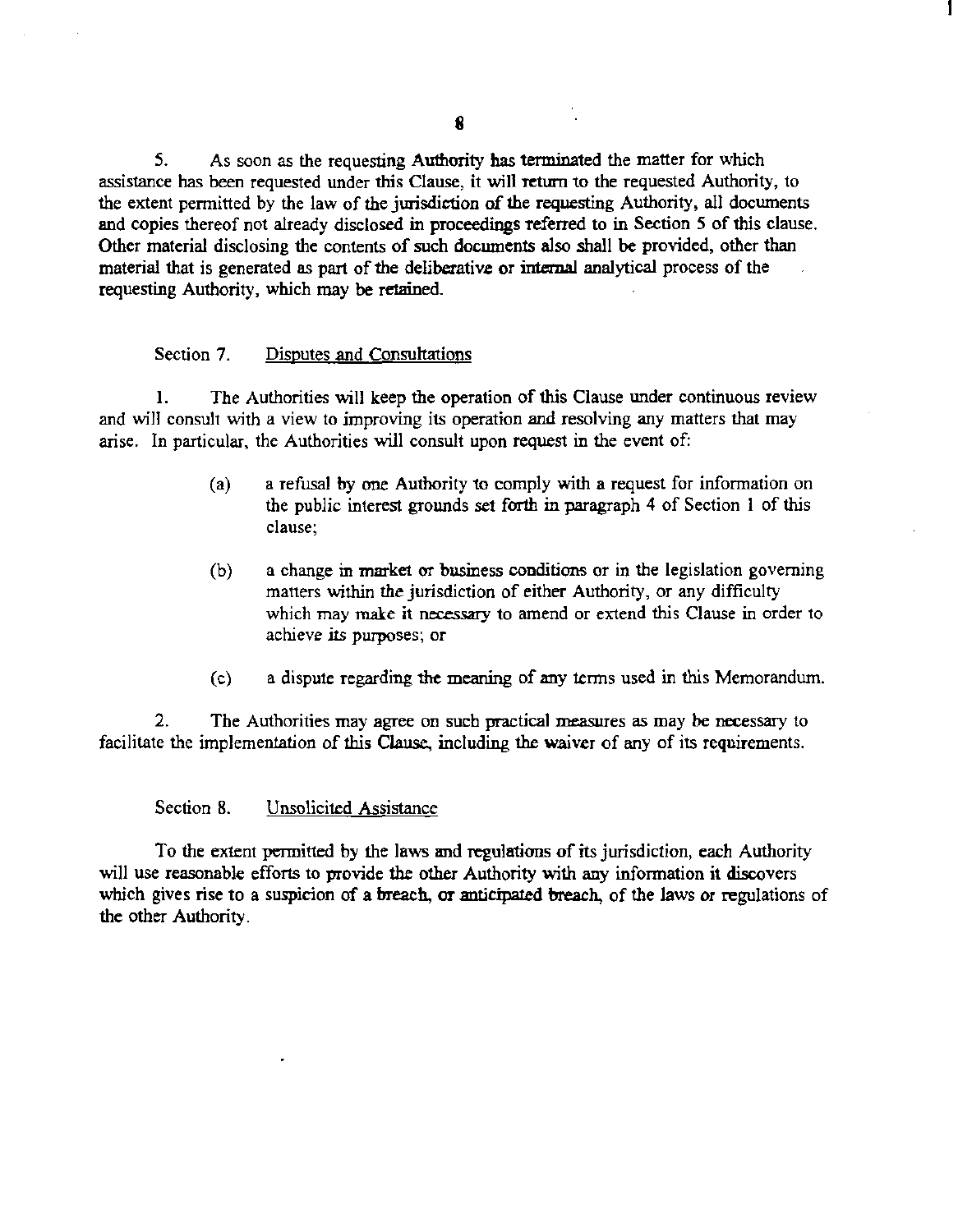5. As soon as the requesting Authority has terminated the matter for which assistance has been requested under this Clause, it will return to the requested Authority, to the extent permitted by the law of the jurisdiction of the requesting Authority, all documents and copies thereof not already disclosed in proceedings referred to in Section 5 of this clause. Other material disclosing the contents of such documents also shall be provided, other than material that is generated as part of the deliberative or internal analytical process of the requesting Authority, which may be retained.

Section 7. <u>Disputes and Consultations</u>

1. The Authorities will keep the operation of this Clause under continuous review and will consult with a view to improving its operation and resolving any matters that may arise. In particular, the Authorities will consult upon request in the event of:

(a) a refusal by one Authority to comply with a request for information on the public interest grounds set forth in paragraph 4 of Section 1 of this clause;

(b) a change in market or business conditions or in the legislation governing matters within the jurisdiction of either Authority, or any difficulty which may make it necessary to amend or extend this Clause in order to achieve its purposes; or

(c) a dispute regarding the meaning of any terms used in this Memorandum.

2. The Authorities may agree on such practical measures as may be necessary to facilitate the implementation of this Clause, including the waiver of any of its requirements.

Section 8. <u>Unsolicited Assistance</u>

To the extent permitted by the laws and regulations of its jurisdiction, each Authority will use reasonable efforts to provide the other Authority with any information it discovers which gives rise to a suspicion of a breach, or anticipated breach, of the laws or regulations of the other Authority.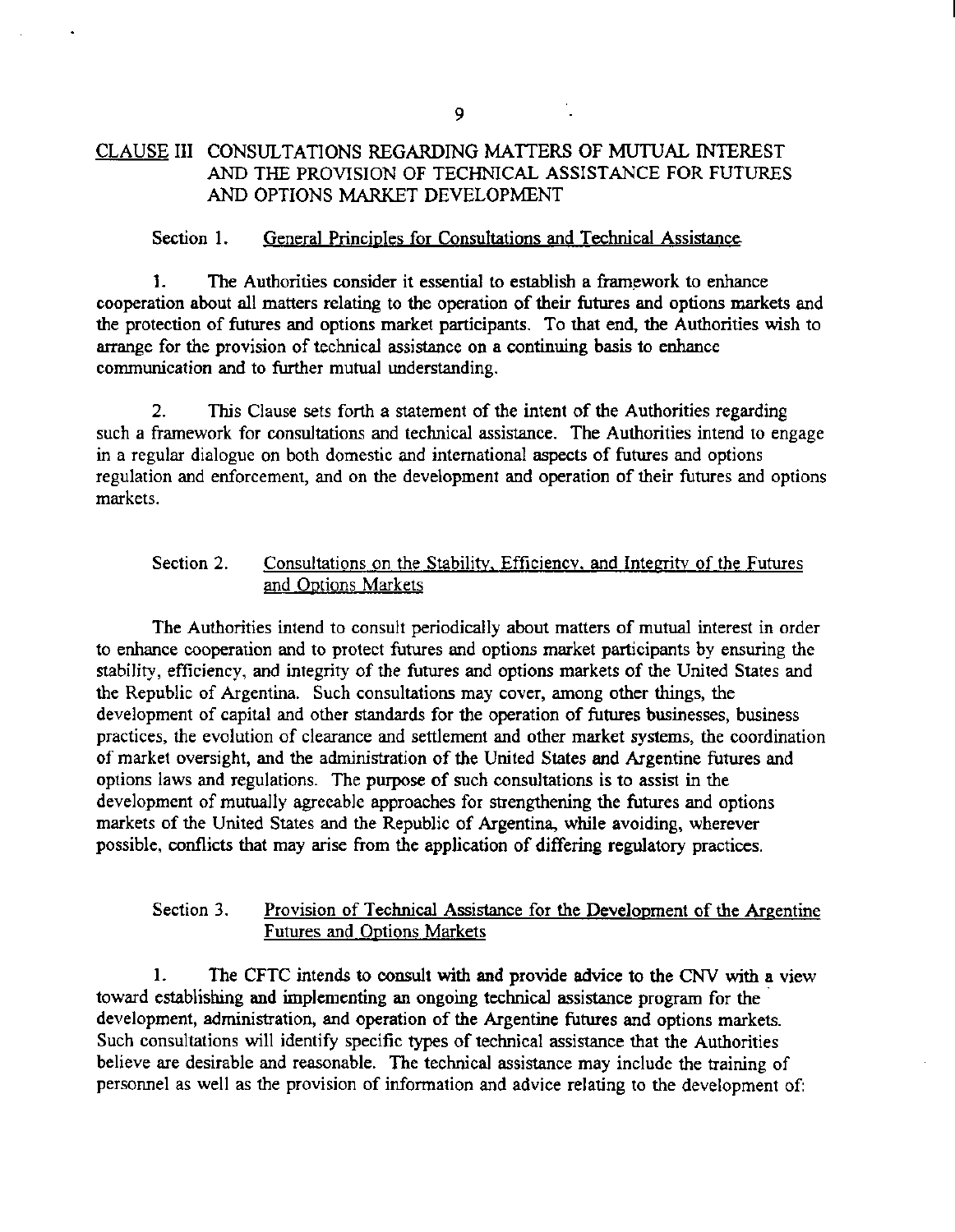## CLAUSE III CONSULTATIONS REGARDING MATTERS OF MUTUAL INTEREST AND THE PROVISION OF TECHNICAL ASSISTANCE FOR FUTURES AND OPTIONS MARKET DEVELOPMENT

### Section 1. General Principles for Consultations and Technical Assistance

1. The Authorities consider it essential to establish a framework to enhance cooperation about all matters relating to the operation of their futures and options markets and the protection of futures and options market participants. To that end, the Authorities wish to arrange for the provision of technical assistance on a continuing basis to enhance communication and to further mutual understanding.

2. This Clause sets forth a statement of the intent of the Authorities regarding such a framework for consultations and technical assistance. The Authorities intend to engage in a regular dialogue on both domestic and international aspects of futures and options regulation and enforcement, and on the development and operation of their futures and options markets.

### Section 2. Consultations on the Stability, Efficiency, and Integrity of the Futures and Options Markets

The Authorities intend to consult periodically about matters of mutual interest in order to enhance cooperation and to protect futures and options market participants by ensuring the stability, efficiency, and integrity of the futures and options markets of the United States and the Republic of Argentina. Such consultations may cover, among other things, the development of capital and other standards for the operation of futures businesses, business practices, the evolution of clearance and settlement and other market systems, the coordination of market oversight, and the administration of the United States and Argentine futures and options laws and regulations. The purpose of such consultations is to assist in the development of mutually agreeable approaches for strengthening the futures and options markets of the United States and the Republic of Argentina, while avoiding, wherever possible, conflicts that may arise from the application of differing regulatory practices.

### Section 3. Provision of Technical Assistance for the Development of the Argentine Futures and Options Markets

1. The CFTC intends to consult with and provide advice to the CNV with a view toward establishing and implementing an ongoing technical assistance program for the development, administration, and operation of the Argentine futures and options markets. Such consultations will identify specific types of technical assistance that the Authorities believe are desirable and reasonable. The technical assistance may include the training of personnel as well as the provision of information and advice relating to the development of: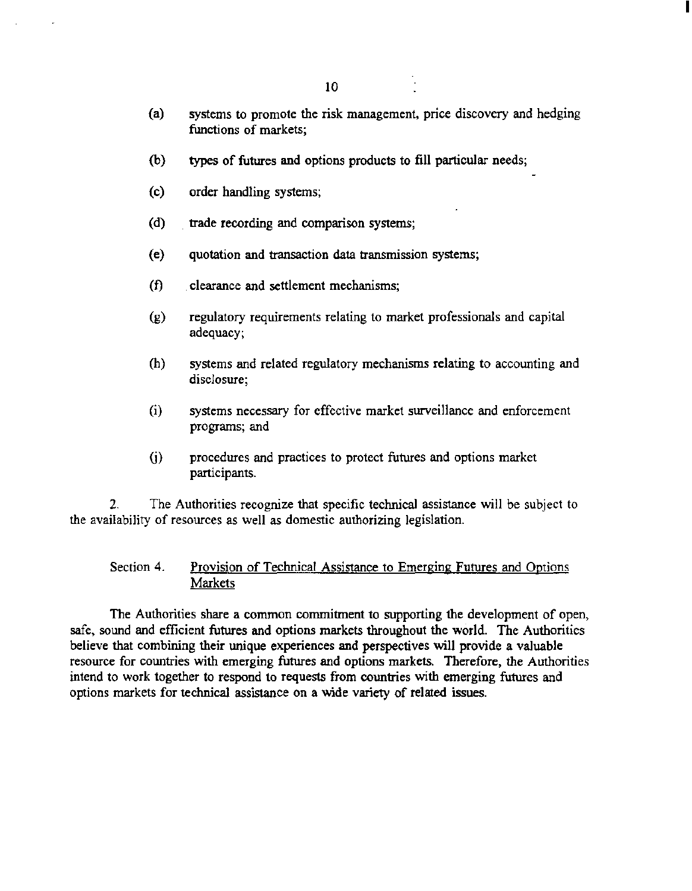(a) systems to promote the risk management, price discovery and hedging functions of markets;

(b) types of futures and options products to fill particular needs;

(c) order handling systems;

(d) trade recording and comparison systems;

(e) quotation and transaction data transmission systems;

(f) clearance and settlement mechanisms;

(g) regulatory requirements relating to market professionals and capital adequacy;

(h) systems and related regulatory mechanisms relating to accounting and disclosure;

(i) systems necessary for effective market surveillance and enforcement programs; and

(j) procedures and practices to protect futures and options market participants.

2. The Authorities recognize that specific technical assistance will be subject to the availability of resources as well as domestic authorizing legislation.

Section 4. <u>Provision of Technical Assistance to Emerging Futures and Options Markets</u>

The Authorities share a common commitment to supporting the development of open, safe, sound and efficient futures and options markets throughout the world. The Authorities believe that combining their unique experiences and perspectives will provide a valuable resource for countries with emerging futures and options markets. Therefore, the Authorities intend to work together to respond to requests from countries with emerging futures and options markets for technical assistance on a wide variety of related issues.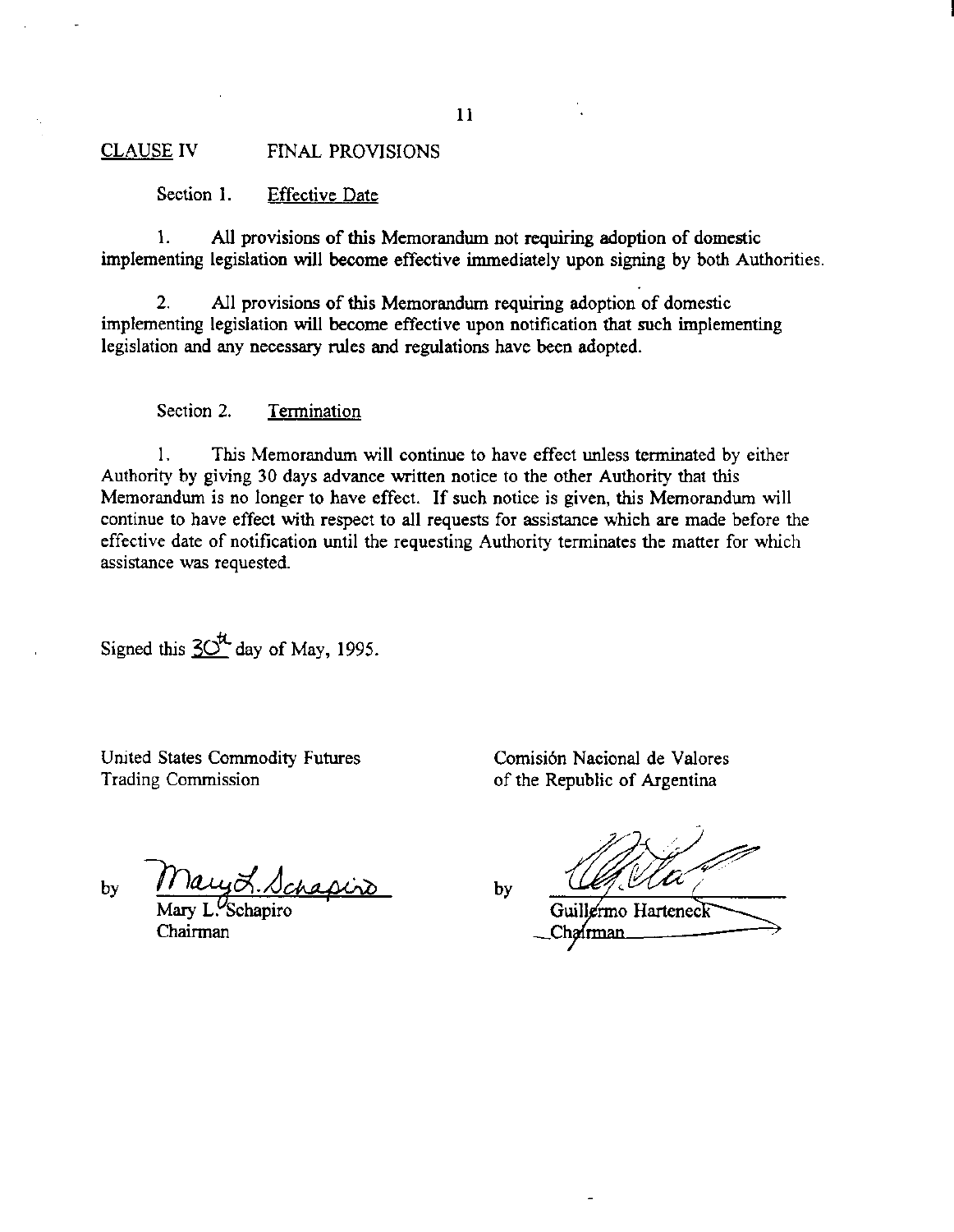CLAUSE IV FINAL PROVISIONS

Section 1. Effective Date

1. All provisions of this Memorandum not requiring adoption of domestic implementing legislation will become effective immediately upon signing by both Authorities.

2. All provisions of this Memorandum requiring adoption of domestic implementing legislation will become effective upon notification that such implementing legislation and any necessary rules and regulations have been adopted.

Section 2. Termination

1. This Memorandum will continue to have effect unless terminated by either Authority by giving 30 days advance written notice to the other Authority that this Memorandum is no longer to have effect. If such notice is given, this Memorandum will continue to have effect with respect to all requests for assistance which are made before the effective date of notification until the requesting Authority terminates the matter for which assistance was requested.

Signed this 30th day of May, 1995.

United States Commodity Futures Trading Commission

by Mary L. Schapiro
Mary L. Schapiro
Chairman

Comisión Nacional de Valores of the Republic of Argentina

by
Guillermo Harteneck
Chairman